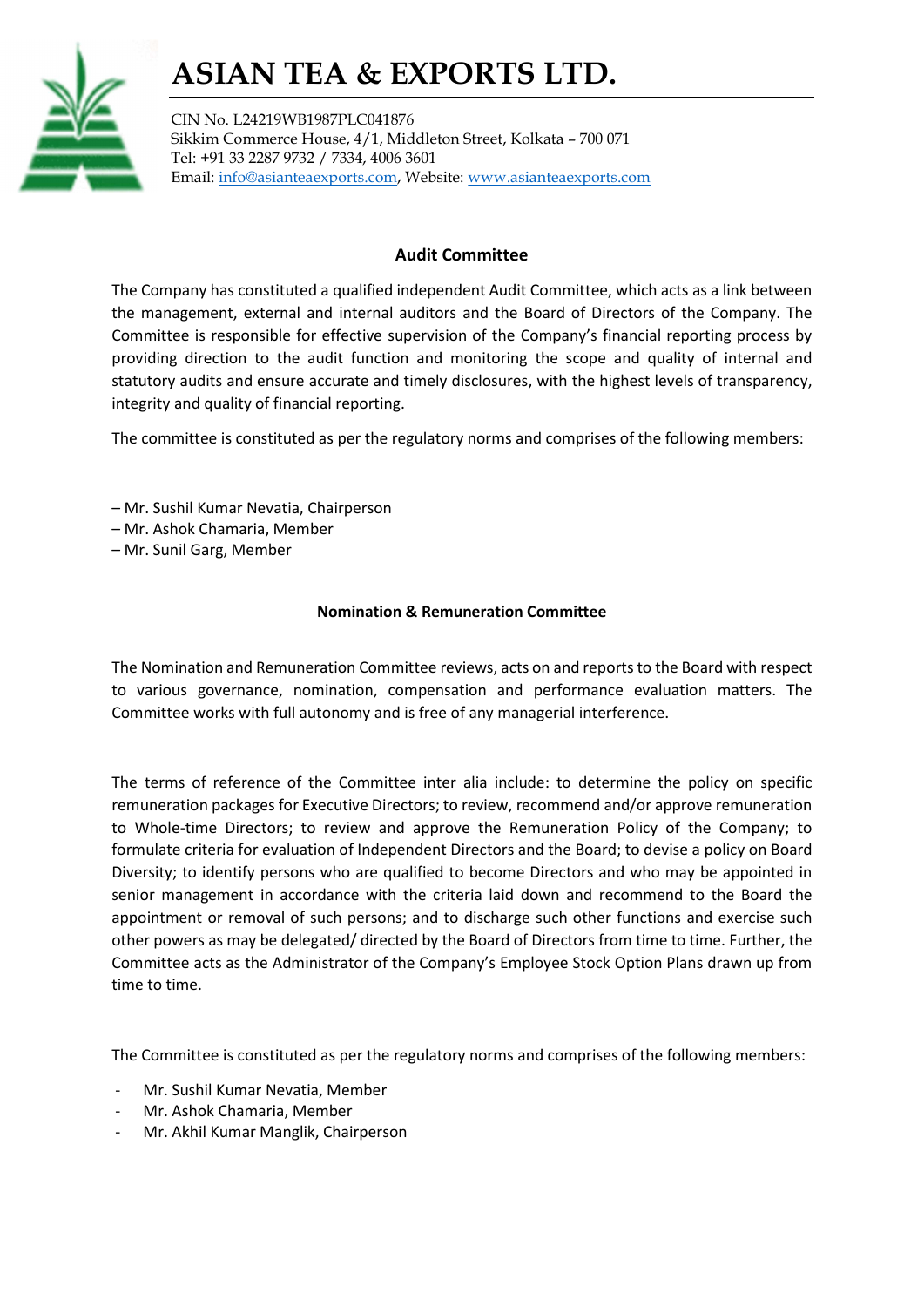# ASIAN TEA & EXPORTS LTD.

CIN No. L24219WB1987PLC041876
Sikkim Commerce House, 4/1, Middleton Street, Kolkata – 700 071
Tel: +91 33 2287 9732 / 7334, 4006 3601
Email: info@asianteaexports.com, Website: www.asianteaexports.com

## Audit Committee

The Company has constituted a qualified independent Audit Committee, which acts as a link between the management, external and internal auditors and the Board of Directors of the Company. The Committee is responsible for effective supervision of the Company's financial reporting process by providing direction to the audit function and monitoring the scope and quality of internal and statutory audits and ensure accurate and timely disclosures, with the highest levels of transparency, integrity and quality of financial reporting.

The committee is constituted as per the regulatory norms and comprises of the following members:

– Mr. Sushil Kumar Nevatia, Chairperson
– Mr. Ashok Chamaria, Member
– Mr. Sunil Garg, Member

## Nomination & Remuneration Committee

The Nomination and Remuneration Committee reviews, acts on and reports to the Board with respect to various governance, nomination, compensation and performance evaluation matters. The Committee works with full autonomy and is free of any managerial interference.

The terms of reference of the Committee inter alia include: to determine the policy on specific remuneration packages for Executive Directors; to review, recommend and/or approve remuneration to Whole-time Directors; to review and approve the Remuneration Policy of the Company; to formulate criteria for evaluation of Independent Directors and the Board; to devise a policy on Board Diversity; to identify persons who are qualified to become Directors and who may be appointed in senior management in accordance with the criteria laid down and recommend to the Board the appointment or removal of such persons; and to discharge such other functions and exercise such other powers as may be delegated/ directed by the Board of Directors from time to time. Further, the Committee acts as the Administrator of the Company's Employee Stock Option Plans drawn up from time to time.

The Committee is constituted as per the regulatory norms and comprises of the following members:

- Mr. Sushil Kumar Nevatia, Member
- Mr. Ashok Chamaria, Member
- Mr. Akhil Kumar Manglik, Chairperson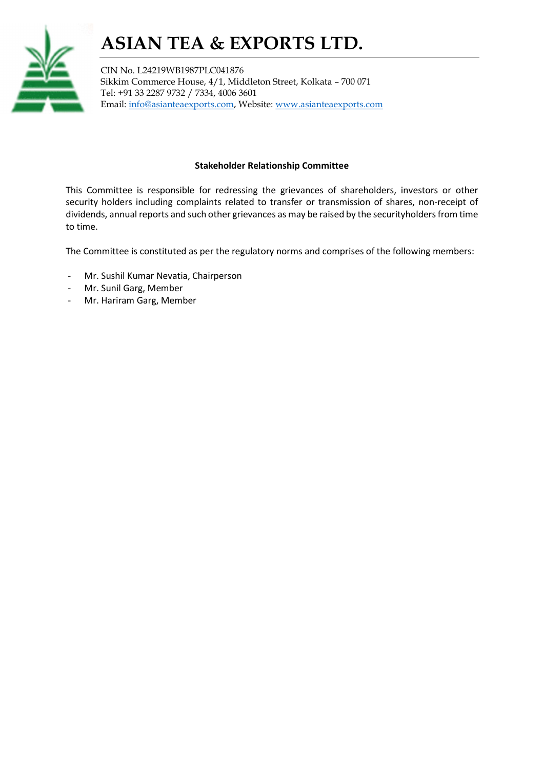# ASIAN TEA & EXPORTS LTD.

CIN No. L24219WB1987PLC041876
Sikkim Commerce House, 4/1, Middleton Street, Kolkata – 700 071
Tel: +91 33 2287 9732 / 7334, 4006 3601
Email: info@asianteaexports.com, Website: www.asianteaexports.com

**Stakeholder Relationship Committee**

This Committee is responsible for redressing the grievances of shareholders, investors or other security holders including complaints related to transfer or transmission of shares, non-receipt of dividends, annual reports and such other grievances as may be raised by the securityholders from time to time.

The Committee is constituted as per the regulatory norms and comprises of the following members:

- Mr. Sushil Kumar Nevatia, Chairperson
- Mr. Sunil Garg, Member
- Mr. Hariram Garg, Member